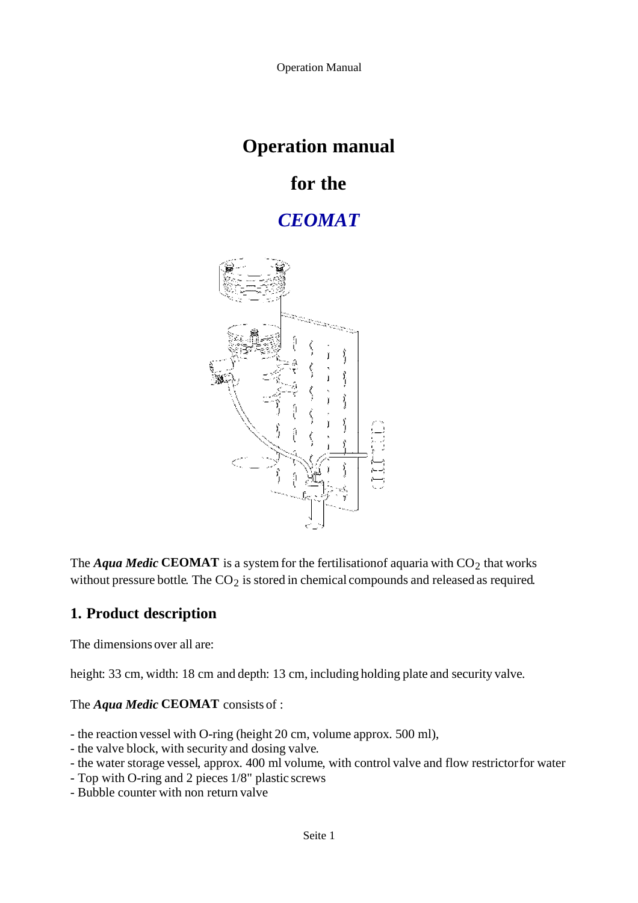# Operation manual

# for the

# *CEOMAT*

The ***Aqua Medic*** **CEOMAT** is a system for the fertilisationof aquaria with $CO_2$ that works without pressure bottle. The $CO_2$ is stored in chemical compounds and released as required.

## 1. Product description

The dimensions over all are:

height: 33 cm, width: 18 cm and depth: 13 cm, including holding plate and security valve.

The ***Aqua Medic*** **CEOMAT** consists of :

- the reaction vessel with O-ring (height 20 cm, volume approx. 500 ml),
- the valve block, with security and dosing valve.
- the water storage vessel, approx. 400 ml volume, with control valve and flow restrictor for water
- Top with O-ring and 2 pieces 1/8" plastic screws
- Bubble counter with non return valve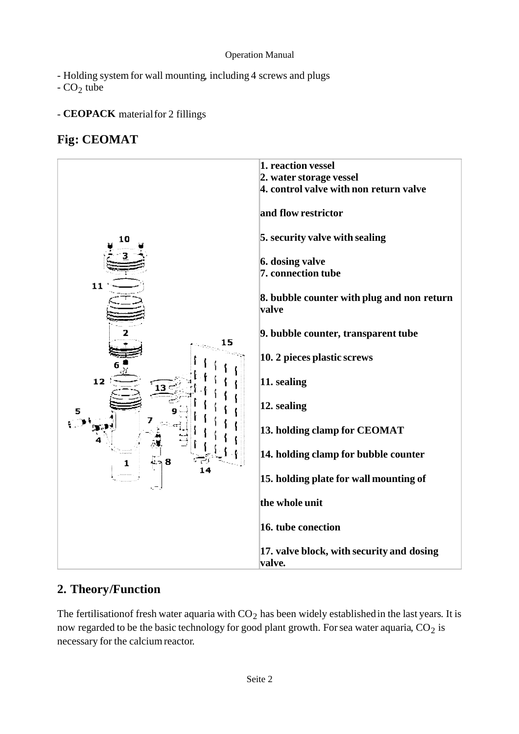- Holding system for wall mounting, including 4 screws and plugs
- $CO_2$ tube

- **CEOPACK** material for 2 fillings

## Fig: CEOMAT

**1. reaction vessel**
**2. water storage vessel**
**4. control valve with non return valve and flow restrictor**

**5. security valve with sealing**

**6. dosing valve**
**7. connection tube**

**8. bubble counter with plug and non return valve**

**9. bubble counter, transparent tube**

**10. 2 pieces plastic screws**

**11. sealing**

**12. sealing**

**13. holding clamp for CEOMAT**

**14. holding clamp for bubble counter**

**15. holding plate for wall mounting of the whole unit**

**16. tube conection**

**17. valve block, with security and dosing valve.**

## 2. Theory/Function

The fertilisationof fresh water aquaria with $CO_2$ has been widely established in the last years. It is now regarded to be the basic technology for good plant growth. For sea water aquaria, $CO_2$ is necessary for the calcium reactor.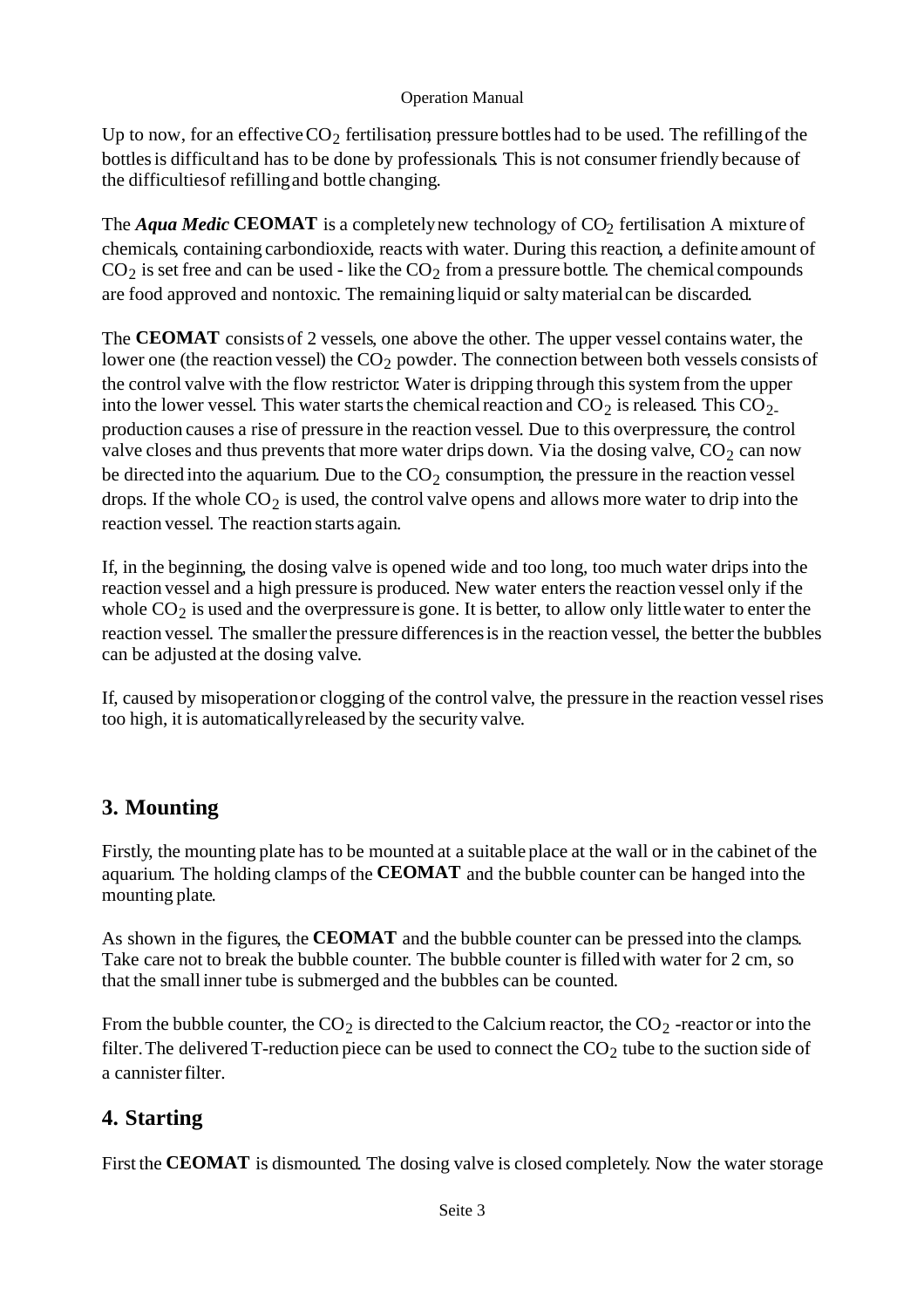Up to now, for an effective $CO_2$ fertilisation, pressure bottles had to be used. The refilling of the bottles is difficult and has to be done by professionals. This is not consumer friendly because of the difficulties of refilling and bottle changing.

The ***Aqua Medic* CEOMAT** is a completely new technology of $CO_2$ fertilisation A mixture of chemicals, containing carbondioxide, reacts with water. During this reaction, a definite amount of $CO_2$ is set free and can be used - like the $CO_2$ from a pressure bottle. The chemical compounds are food approved and nontoxic. The remaining liquid or salty material can be discarded.

The **CEOMAT** consists of 2 vessels, one above the other. The upper vessel contains water, the lower one (the reaction vessel) the $CO_2$ powder. The connection between both vessels consists of the control valve with the flow restrictor. Water is dripping through this system from the upper into the lower vessel. This water starts the chemical reaction and $CO_2$ is released. This $CO_{2}$-production causes a rise of pressure in the reaction vessel. Due to this overpressure, the control valve closes and thus prevents that more water drips down. Via the dosing valve, $CO_2$ can now be directed into the aquarium. Due to the $CO_2$ consumption, the pressure in the reaction vessel drops. If the whole $CO_2$ is used, the control valve opens and allows more water to drip into the reaction vessel. The reaction starts again.

If, in the beginning, the dosing valve is opened wide and too long, too much water drips into the reaction vessel and a high pressure is produced. New water enters the reaction vessel only if the whole $CO_2$ is used and the overpressure is gone. It is better, to allow only little water to enter the reaction vessel. The smaller the pressure differences is in the reaction vessel, the better the bubbles can be adjusted at the dosing valve.

If, caused by misoperation or clogging of the control valve, the pressure in the reaction vessel rises too high, it is automatically released by the security valve.

## 3. Mounting

Firstly, the mounting plate has to be mounted at a suitable place at the wall or in the cabinet of the aquarium. The holding clamps of the **CEOMAT** and the bubble counter can be hanged into the mounting plate.

As shown in the figures, the **CEOMAT** and the bubble counter can be pressed into the clamps. Take care not to break the bubble counter. The bubble counter is filled with water for 2 cm, so that the small inner tube is submerged and the bubbles can be counted.

From the bubble counter, the $CO_2$ is directed to the Calcium reactor, the $CO_2$ -reactor or into the filter. The delivered T-reduction piece can be used to connect the $CO_2$ tube to the suction side of a cannister filter.

## 4. Starting

First the **CEOMAT** is dismounted. The dosing valve is closed completely. Now the water storage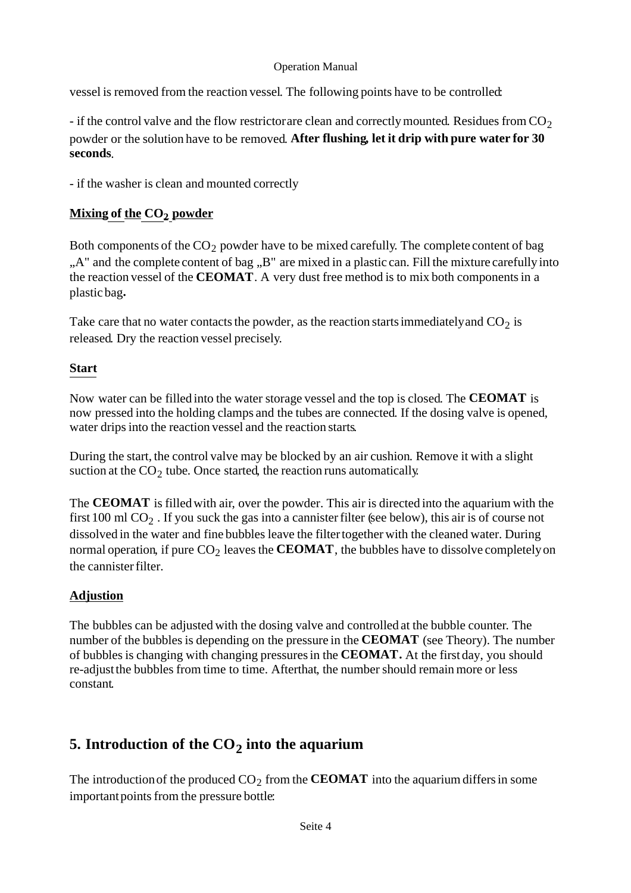vessel is removed from the reaction vessel. The following points have to be controlled:

- if the control valve and the flow restrictor are clean and correctly mounted. Residues from $CO_2$ powder or the solution have to be removed. **After flushing, let it drip with pure water for 30 seconds**.

- if the washer is clean and mounted correctly

**Mixing of the $CO_2$ powder**

Both components of the $CO_2$ powder have to be mixed carefully. The complete content of bag „A" and the complete content of bag „B" are mixed in a plastic can. Fill the mixture carefully into the reaction vessel of the **CEOMAT**. A very dust free method is to mix both components in a plastic bag**.**

Take care that no water contacts the powder, as the reaction starts immediately and $CO_2$ is released. Dry the reaction vessel precisely.

**Start**

Now water can be filled into the water storage vessel and the top is closed. The **CEOMAT** is now pressed into the holding clamps and the tubes are connected. If the dosing valve is opened, water drips into the reaction vessel and the reaction starts.

During the start, the control valve may be blocked by an air cushion. Remove it with a slight suction at the $CO_2$ tube. Once started, the reaction runs automatically.

The **CEOMAT** is filled with air, over the powder. This air is directed into the aquarium with the first 100 ml $CO_2$ . If you suck the gas into a cannister filter (see below), this air is of course not dissolved in the water and fine bubbles leave the filter together with the cleaned water. During normal operation, if pure $CO_2$ leaves the **CEOMAT**, the bubbles have to dissolve completely on the cannister filter.

**Adjustion**

The bubbles can be adjusted with the dosing valve and controlled at the bubble counter. The number of the bubbles is depending on the pressure in the **CEOMAT** (see Theory). The number of bubbles is changing with changing pressures in the **CEOMAT.** At the first day, you should re-adjust the bubbles from time to time. Afterthat, the number should remain more or less constant.

## 5. Introduction of the $CO_2$ into the aquarium

The introduction of the produced $CO_2$ from the **CEOMAT** into the aquarium differs in some important points from the pressure bottle: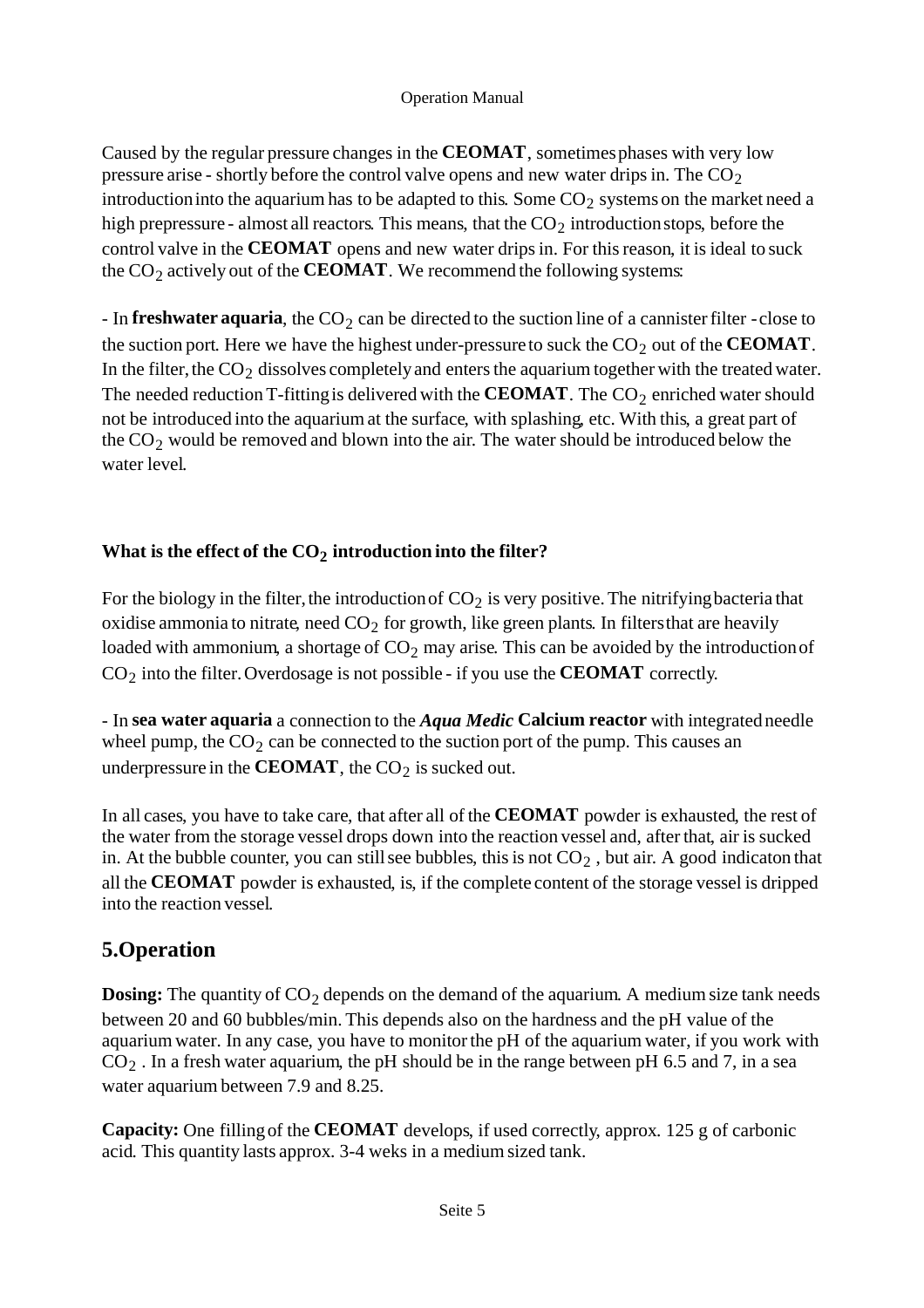Caused by the regular pressure changes in the **CEOMAT**, sometimes phases with very low pressure arise - shortly before the control valve opens and new water drips in. The $CO_2$ introduction into the aquarium has to be adapted to this. Some $CO_2$ systems on the market need a high prepressure - almost all reactors. This means, that the $CO_2$ introduction stops, before the control valve in the **CEOMAT** opens and new water drips in. For this reason, it is ideal to suck the $CO_2$ actively out of the **CEOMAT**. We recommend the following systems:

- In **freshwater aquaria**, the $CO_2$ can be directed to the suction line of a cannister filter - close to the suction port. Here we have the highest under-pressure to suck the $CO_2$ out of the **CEOMAT**. In the filter, the $CO_2$ dissolves completely and enters the aquarium together with the treated water. The needed reduction T-fitting is delivered with the **CEOMAT**. The $CO_2$ enriched water should not be introduced into the aquarium at the surface, with splashing, etc. With this, a great part of the $CO_2$ would be removed and blown into the air. The water should be introduced below the water level.

**What is the effect of the $CO_2$ introduction into the filter?**

For the biology in the filter, the introduction of $CO_2$ is very positive. The nitrifying bacteria that oxidise ammonia to nitrate, need $CO_2$ for growth, like green plants. In filters that are heavily loaded with ammonium, a shortage of $CO_2$ may arise. This can be avoided by the introduction of $CO_2$ into the filter. Overdosage is not possible - if you use the **CEOMAT** correctly.

- In **sea water aquaria** a connection to the ***Aqua Medic*** **Calcium reactor** with integrated needle wheel pump, the $CO_2$ can be connected to the suction port of the pump. This causes an underpressure in the **CEOMAT**, the $CO_2$ is sucked out.

In all cases, you have to take care, that after all of the **CEOMAT** powder is exhausted, the rest of the water from the storage vessel drops down into the reaction vessel and, after that, air is sucked in. At the bubble counter, you can still see bubbles, this is not $CO_2$ , but air. A good indicaton that all the **CEOMAT** powder is exhausted, is, if the complete content of the storage vessel is dripped into the reaction vessel.

## 5.Operation

**Dosing:** The quantity of $CO_2$ depends on the demand of the aquarium. A medium size tank needs between 20 and 60 bubbles/min. This depends also on the hardness and the pH value of the aquarium water. In any case, you have to monitor the pH of the aquarium water, if you work with $CO_2$ . In a fresh water aquarium, the pH should be in the range between pH 6.5 and 7, in a sea water aquarium between 7.9 and 8.25.

**Capacity:** One filling of the **CEOMAT** develops, if used correctly, approx. 125 g of carbonic acid. This quantity lasts approx. 3-4 weks in a medium sized tank.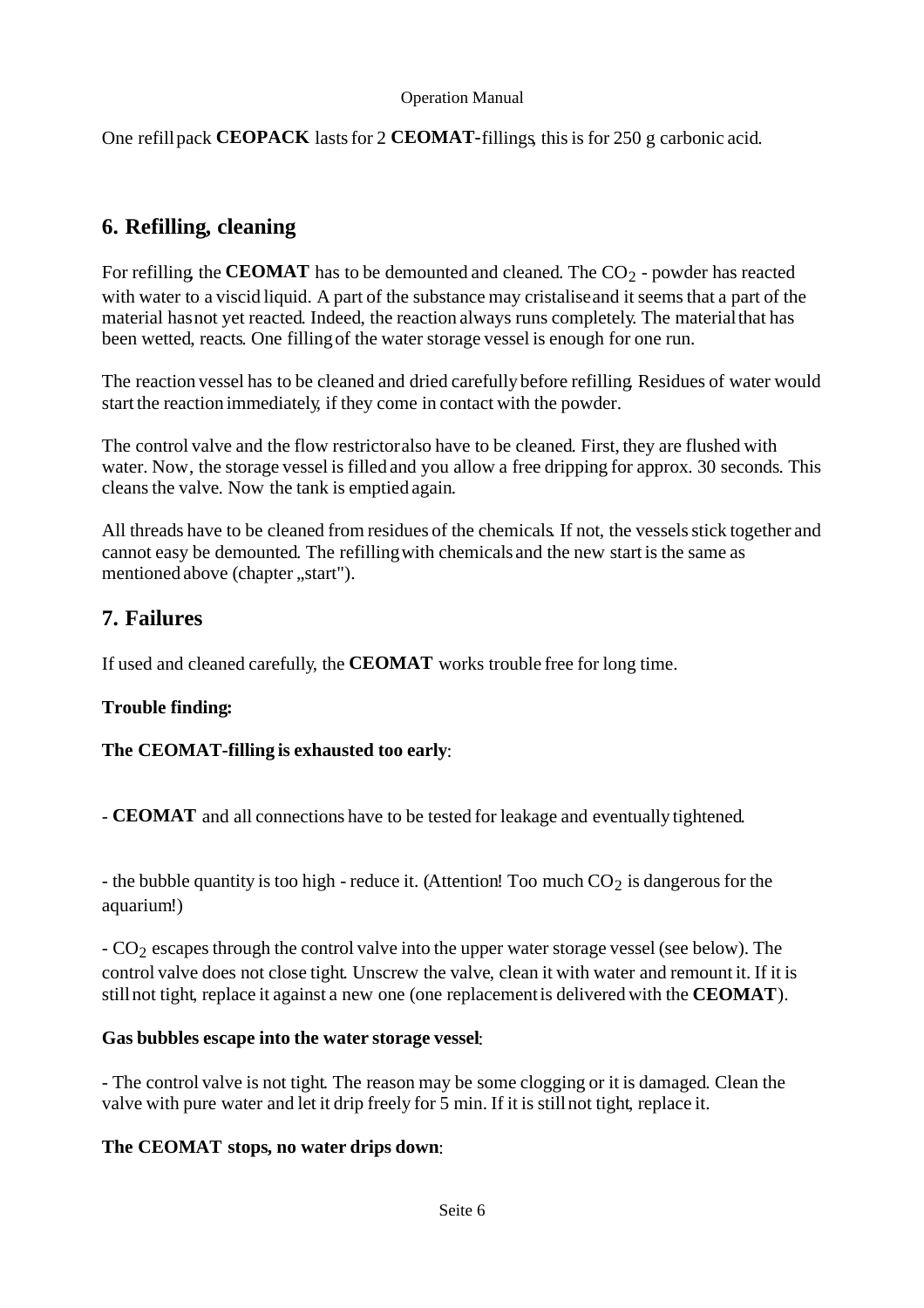One refill pack **CEOPACK** lasts for 2 **CEOMAT**-fillings, this is for 250 g carbonic acid.

## 6. Refilling, cleaning

For refilling, the **CEOMAT** has to be demounted and cleaned. The $CO_2$ - powder has reacted with water to a viscid liquid. A part of the substance may cristalise and it seems that a part of the material has not yet reacted. Indeed, the reaction always runs completely. The material that has been wetted, reacts. One filling of the water storage vessel is enough for one run.

The reaction vessel has to be cleaned and dried carefully before refilling. Residues of water would start the reaction immediately, if they come in contact with the powder.

The control valve and the flow restrictor also have to be cleaned. First, they are flushed with water. Now, the storage vessel is filled and you allow a free dripping for approx. 30 seconds. This cleans the valve. Now the tank is emptied again.

All threads have to be cleaned from residues of the chemicals. If not, the vessels stick together and cannot easy be demounted. The refilling with chemicals and the new start is the same as mentioned above (chapter „start").

## 7. Failures

If used and cleaned carefully, the **CEOMAT** works trouble free for long time.

**Trouble finding:**

**The CEOMAT-filling is exhausted too early**:

- **CEOMAT** and all connections have to be tested for leakage and eventually tightened.

- the bubble quantity is too high - reduce it. (Attention! Too much $CO_2$ is dangerous for the aquarium!)

- $CO_2$ escapes through the control valve into the upper water storage vessel (see below). The control valve does not close tight. Unscrew the valve, clean it with water and remount it. If it is still not tight, replace it against a new one (one replacement is delivered with the **CEOMAT**).

**Gas bubbles escape into the water storage vessel**:

- The control valve is not tight. The reason may be some clogging or it is damaged. Clean the valve with pure water and let it drip freely for 5 min. If it is still not tight, replace it.

**The CEOMAT stops, no water drips down**: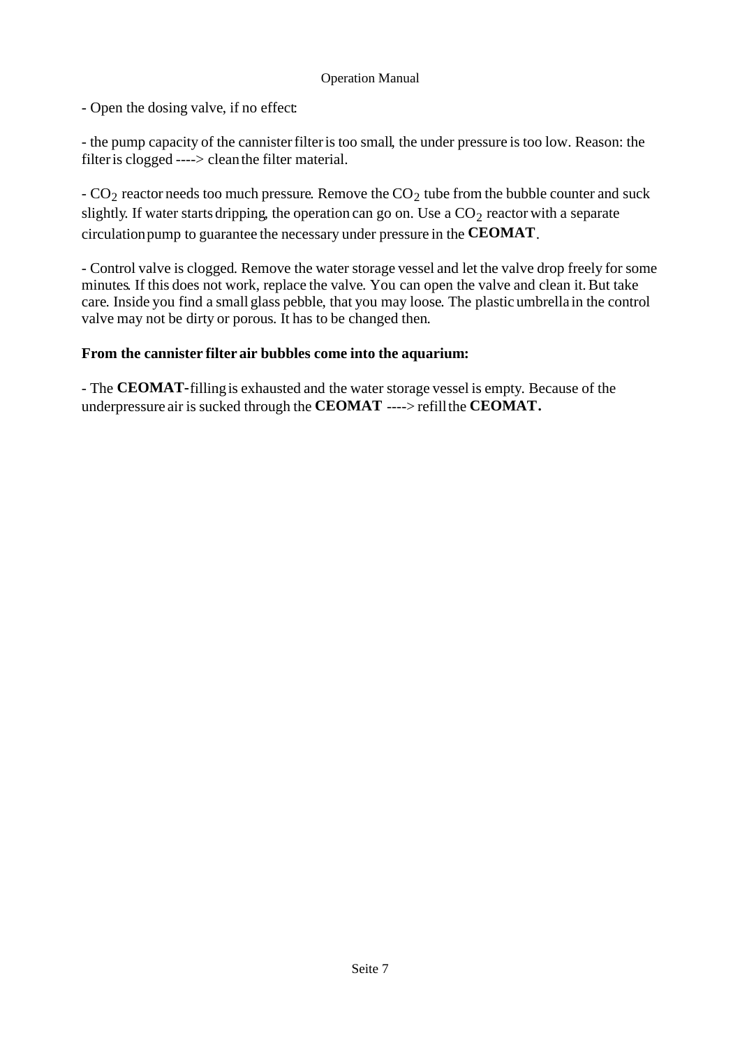- Open the dosing valve, if no effect:

- the pump capacity of the cannister filter is too small, the under pressure is too low. Reason: the filter is clogged ----> clean the filter material.

- $CO_2$ reactor needs too much pressure. Remove the $CO_2$ tube from the bubble counter and suck slightly. If water starts dripping, the operation can go on. Use a $CO_2$ reactor with a separate circulation pump to guarantee the necessary under pressure in the **CEOMAT**.

- Control valve is clogged. Remove the water storage vessel and let the valve drop freely for some minutes. If this does not work, replace the valve. You can open the valve and clean it. But take care. Inside you find a small glass pebble, that you may loose. The plastic umbrella in the control valve may not be dirty or porous. It has to be changed then.

**From the cannister filter air bubbles come into the aquarium:**

- The **CEOMAT**-filling is exhausted and the water storage vessel is empty. Because of the underpressure air is sucked through the **CEOMAT** ----> refill the **CEOMAT.**